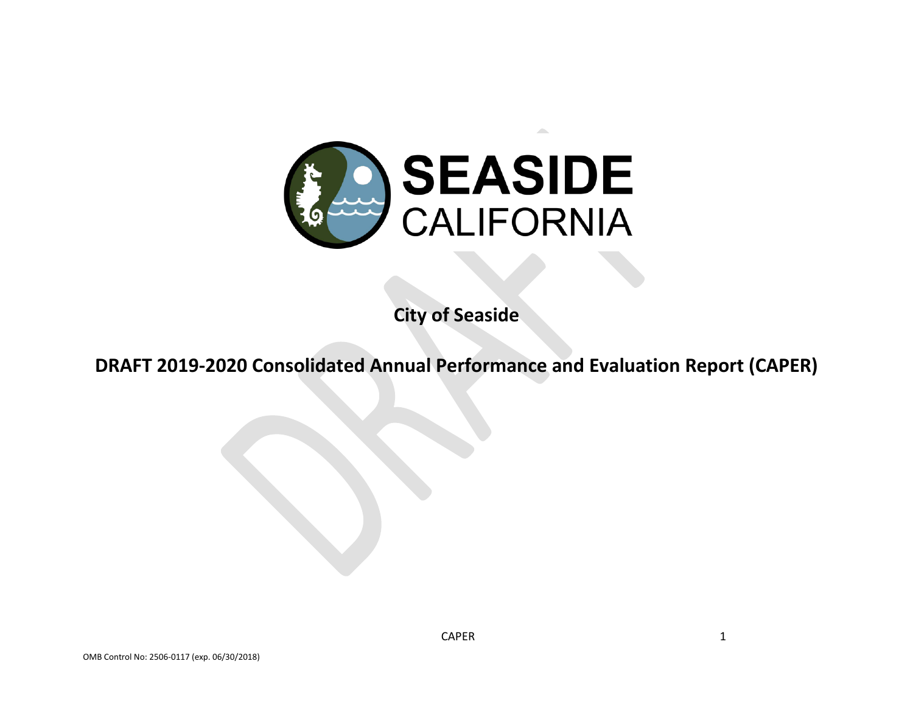# City of Seaside

# DRAFT 2019-2020 Consolidated Annual Performance and Evaluation Report (CAPER)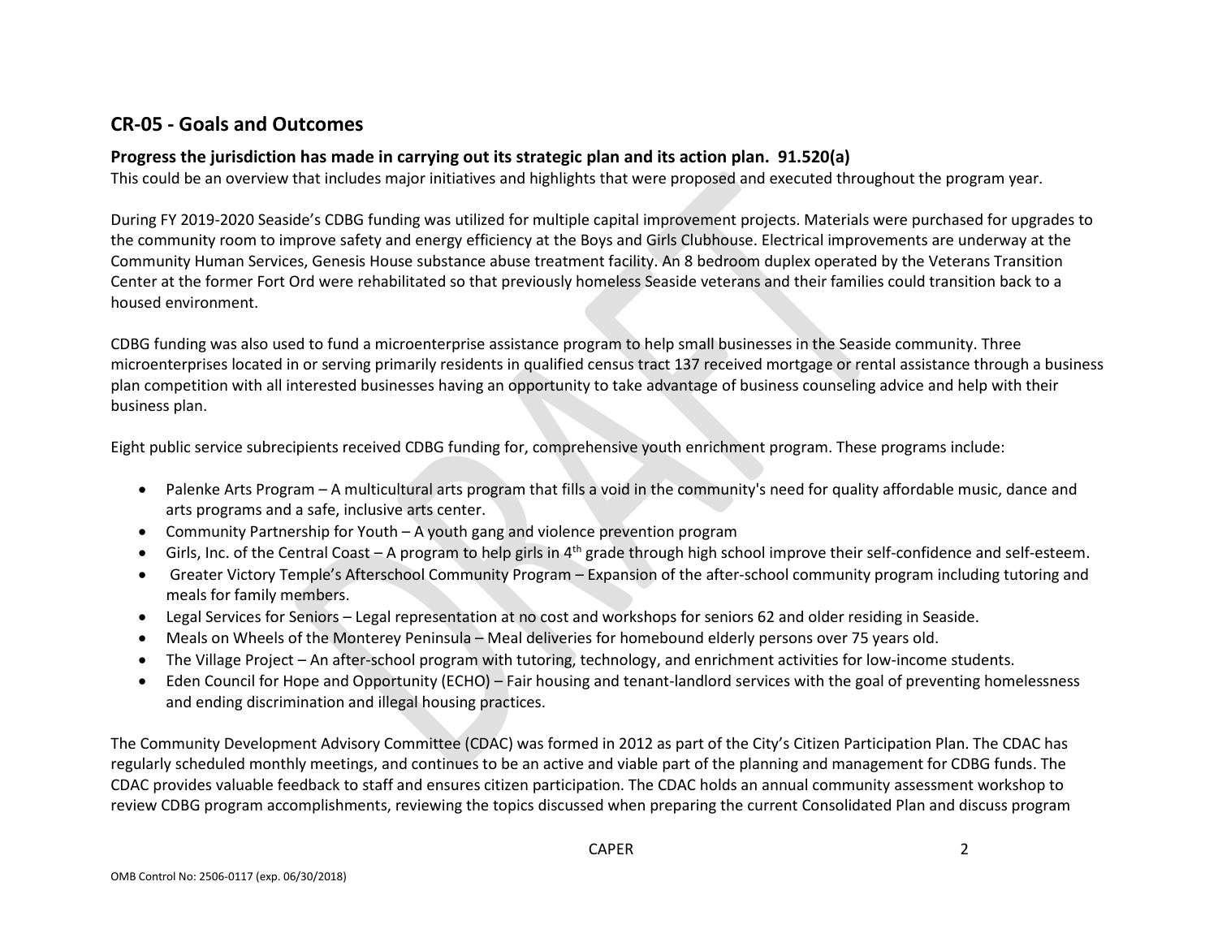## CR-05 - Goals and Outcomes

### Progress the jurisdiction has made in carrying out its strategic plan and its action plan. 91.520(a)

This could be an overview that includes major initiatives and highlights that were proposed and executed throughout the program year.

During FY 2019-2020 Seaside's CDBG funding was utilized for multiple capital improvement projects. Materials were purchased for upgrades to the community room to improve safety and energy efficiency at the Boys and Girls Clubhouse. Electrical improvements are underway at the Community Human Services, Genesis House substance abuse treatment facility. An 8 bedroom duplex operated by the Veterans Transition Center at the former Fort Ord were rehabilitated so that previously homeless Seaside veterans and their families could transition back to a housed environment.

CDBG funding was also used to fund a microenterprise assistance program to help small businesses in the Seaside community. Three microenterprises located in or serving primarily residents in qualified census tract 137 received mortgage or rental assistance through a business plan competition with all interested businesses having an opportunity to take advantage of business counseling advice and help with their business plan.

Eight public service subrecipients received CDBG funding for, comprehensive youth enrichment program. These programs include:

- Palenke Arts Program – A multicultural arts program that fills a void in the community's need for quality affordable music, dance and arts programs and a safe, inclusive arts center.
- Community Partnership for Youth – A youth gang and violence prevention program
- Girls, Inc. of the Central Coast – A program to help girls in 4th grade through high school improve their self-confidence and self-esteem.
- Greater Victory Temple's Afterschool Community Program – Expansion of the after-school community program including tutoring and meals for family members.
- Legal Services for Seniors – Legal representation at no cost and workshops for seniors 62 and older residing in Seaside.
- Meals on Wheels of the Monterey Peninsula – Meal deliveries for homebound elderly persons over 75 years old.
- The Village Project – An after-school program with tutoring, technology, and enrichment activities for low-income students.
- Eden Council for Hope and Opportunity (ECHO) – Fair housing and tenant-landlord services with the goal of preventing homelessness and ending discrimination and illegal housing practices.

The Community Development Advisory Committee (CDAC) was formed in 2012 as part of the City's Citizen Participation Plan. The CDAC has regularly scheduled monthly meetings, and continues to be an active and viable part of the planning and management for CDBG funds. The CDAC provides valuable feedback to staff and ensures citizen participation. The CDAC holds an annual community assessment workshop to review CDBG program accomplishments, reviewing the topics discussed when preparing the current Consolidated Plan and discuss program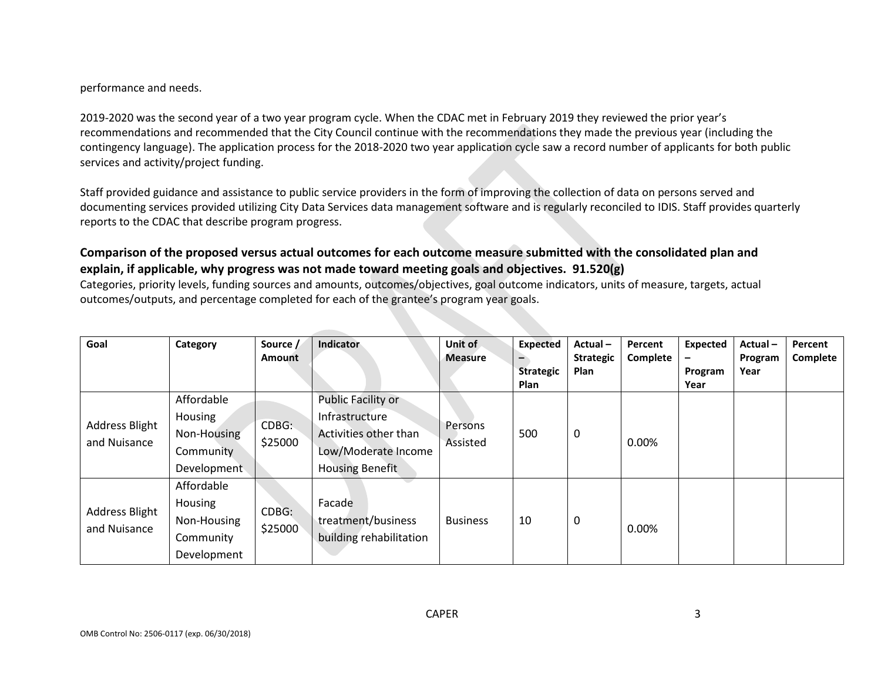performance and needs.

2019-2020 was the second year of a two year program cycle. When the CDAC met in February 2019 they reviewed the prior year's recommendations and recommended that the City Council continue with the recommendations they made the previous year (including the contingency language). The application process for the 2018-2020 two year application cycle saw a record number of applicants for both public services and activity/project funding.

Staff provided guidance and assistance to public service providers in the form of improving the collection of data on persons served and documenting services provided utilizing City Data Services data management software and is regularly reconciled to IDIS. Staff provides quarterly reports to the CDAC that describe program progress.

### Comparison of the proposed versus actual outcomes for each outcome measure submitted with the consolidated plan and explain, if applicable, why progress was not made toward meeting goals and objectives. 91.520(g)

Categories, priority levels, funding sources and amounts, outcomes/objectives, goal outcome indicators, units of measure, targets, actual outcomes/outputs, and percentage completed for each of the grantee's program year goals.

| Goal | Category | Source / Amount | Indicator | Unit of Measure | Expected – Strategic Plan | Actual – Strategic Plan | Percent Complete | Expected – Program Year | Actual – Program Year | Percent Complete |
|---|---|---|---|---|---|---|---|---|---|---|
| Address Blight and Nuisance | Affordable Housing Non-Housing Community Development | CDBG: $25000 | Public Facility or Infrastructure Activities other than Low/Moderate Income Housing Benefit | Persons Assisted | 500 | 0 | 0.00% | | | |
| Address Blight and Nuisance | Affordable Housing Non-Housing Community Development | CDBG: $25000 | Facade treatment/business building rehabilitation | Business | 10 | 0 | 0.00% | | | |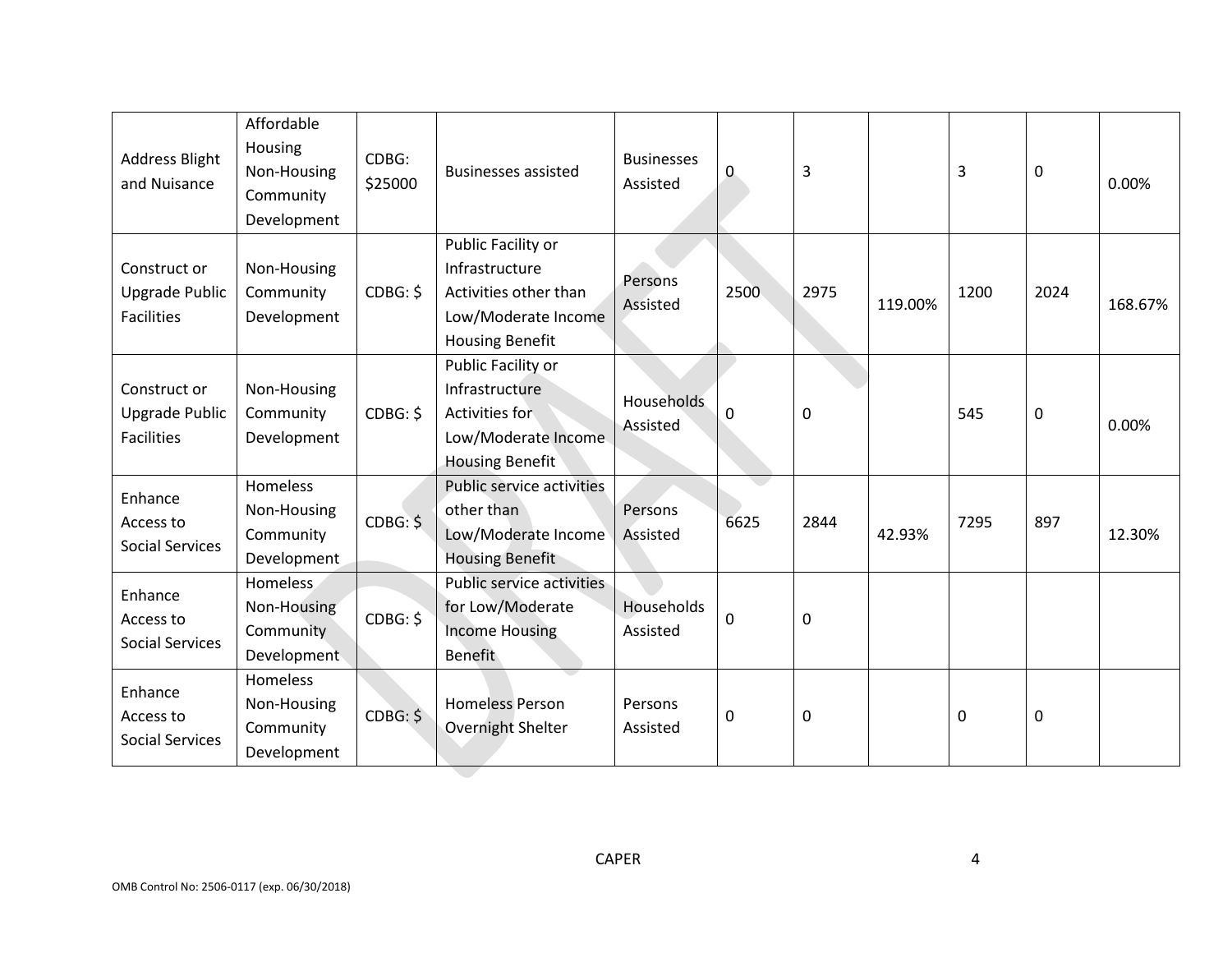| Address Blight and Nuisance | Affordable Housing Non-Housing Community Development | CDBG: $25000 | Businesses assisted | Businesses Assisted | 0 | 3 | | 3 | 0 | 0.00% |
|---|---|---|---|---|---|---|---|---|---|---|
| Construct or Upgrade Public Facilities | Non-Housing Community Development | CDBG: $ | Public Facility or Infrastructure Activities other than Low/Moderate Income Housing Benefit | Persons Assisted | 2500 | 2975 | 119.00% | 1200 | 2024 | 168.67% |
| Construct or Upgrade Public Facilities | Non-Housing Community Development | CDBG: $ | Public Facility or Infrastructure Activities for Low/Moderate Income Housing Benefit | Households Assisted | 0 | 0 | | 545 | 0 | 0.00% |
| Enhance Access to Social Services | Homeless Non-Housing Community Development | CDBG: $ | Public service activities other than Low/Moderate Income Housing Benefit | Persons Assisted | 6625 | 2844 | 42.93% | 7295 | 897 | 12.30% |
| Enhance Access to Social Services | Homeless Non-Housing Community Development | CDBG: $ | Public service activities for Low/Moderate Income Housing Benefit | Households Assisted | 0 | 0 | | | | |
| Enhance Access to Social Services | Homeless Non-Housing Community Development | CDBG: $ | Homeless Person Overnight Shelter | Persons Assisted | 0 | 0 | | 0 | 0 | |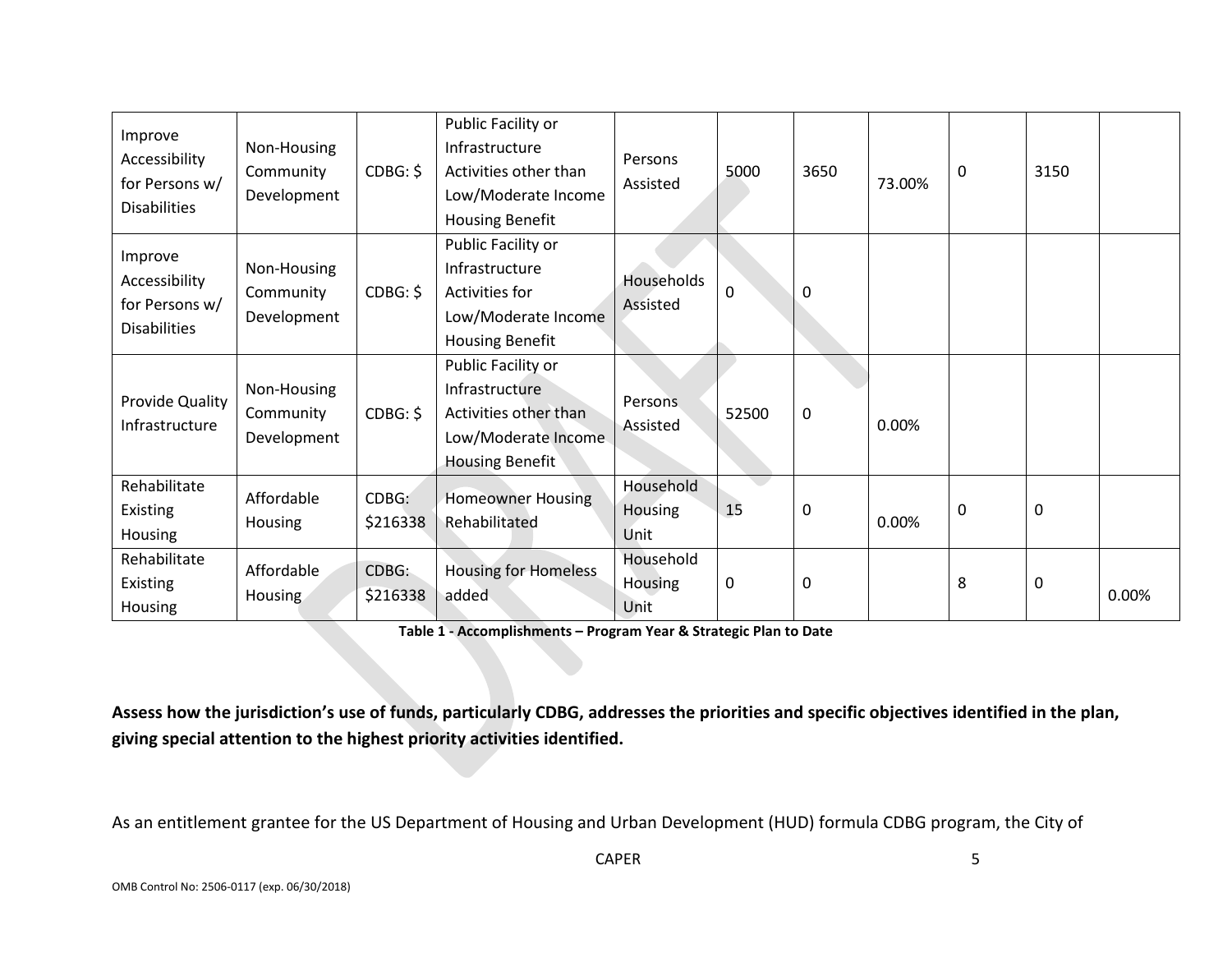| Improve Accessibility for Persons w/ Disabilities | Non-Housing Community Development | CDBG: $ | Public Facility or Infrastructure Activities other than Low/Moderate Income Housing Benefit | Persons Assisted | 5000 | 3650 | 73.00% | 0 | 3150 | |
|---|---|---|---|---|---|---|---|---|---|---|
| Improve Accessibility for Persons w/ Disabilities | Non-Housing Community Development | CDBG: $ | Public Facility or Infrastructure Activities for Low/Moderate Income Housing Benefit | Households Assisted | 0 | 0 | | | | |
| Provide Quality Infrastructure | Non-Housing Community Development | CDBG: $ | Public Facility or Infrastructure Activities other than Low/Moderate Income Housing Benefit | Persons Assisted | 52500 | 0 | 0.00% | | | |
| Rehabilitate Existing Housing | Affordable Housing | CDBG: $216338 | Homeowner Housing Rehabilitated | Household Housing Unit | 15 | 0 | 0.00% | 0 | 0 | |
| Rehabilitate Existing Housing | Affordable Housing | CDBG: $216338 | Housing for Homeless added | Household Housing Unit | 0 | 0 | | 8 | 0 | 0.00% |

**Table 1 - Accomplishments – Program Year & Strategic Plan to Date**

**Assess how the jurisdiction's use of funds, particularly CDBG, addresses the priorities and specific objectives identified in the plan, giving special attention to the highest priority activities identified.**

As an entitlement grantee for the US Department of Housing and Urban Development (HUD) formula CDBG program, the City of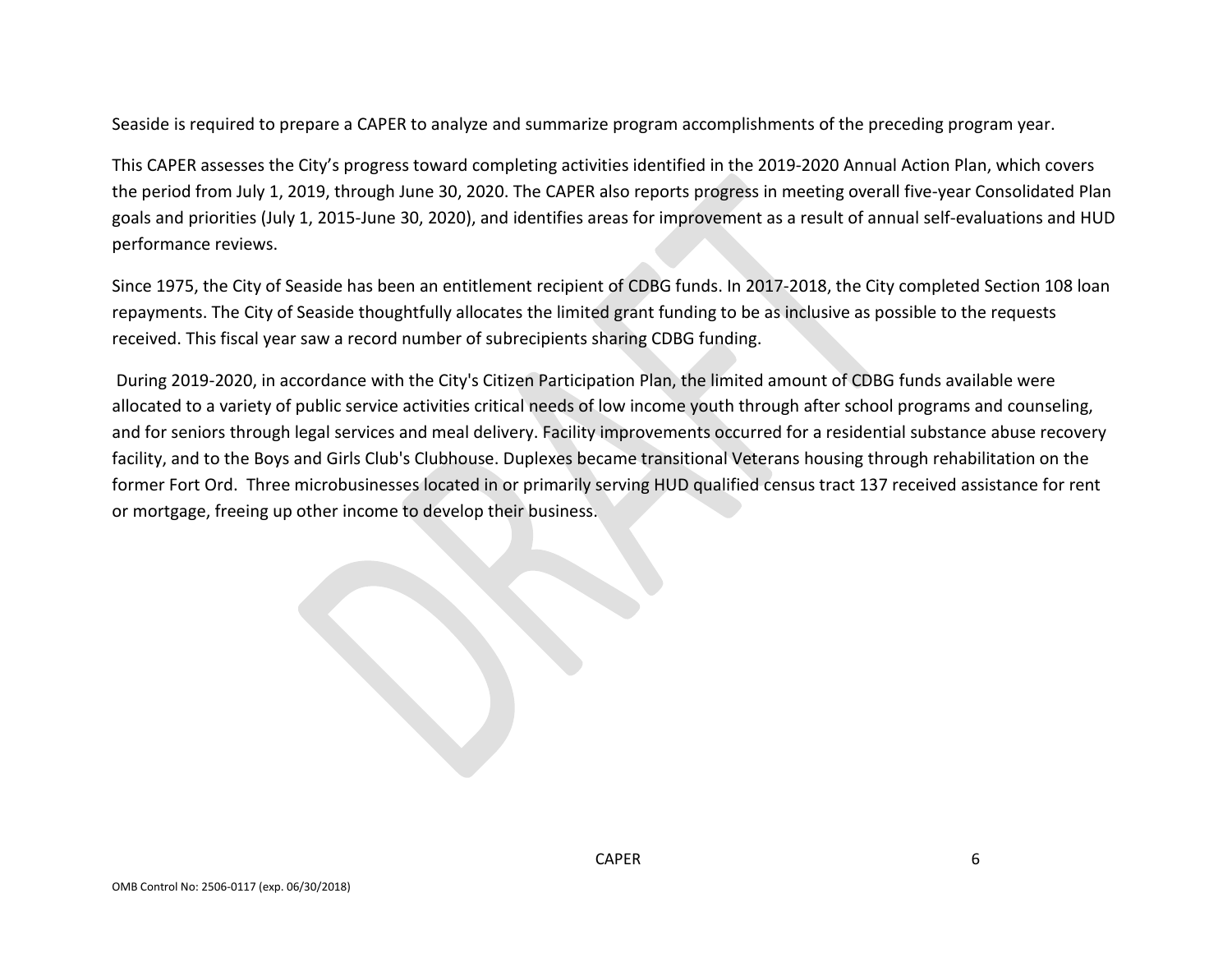Seaside is required to prepare a CAPER to analyze and summarize program accomplishments of the preceding program year.

This CAPER assesses the City's progress toward completing activities identified in the 2019-2020 Annual Action Plan, which covers the period from July 1, 2019, through June 30, 2020. The CAPER also reports progress in meeting overall five-year Consolidated Plan goals and priorities (July 1, 2015-June 30, 2020), and identifies areas for improvement as a result of annual self-evaluations and HUD performance reviews.

Since 1975, the City of Seaside has been an entitlement recipient of CDBG funds. In 2017-2018, the City completed Section 108 loan repayments. The City of Seaside thoughtfully allocates the limited grant funding to be as inclusive as possible to the requests received. This fiscal year saw a record number of subrecipients sharing CDBG funding.

During 2019-2020, in accordance with the City's Citizen Participation Plan, the limited amount of CDBG funds available were allocated to a variety of public service activities critical needs of low income youth through after school programs and counseling, and for seniors through legal services and meal delivery. Facility improvements occurred for a residential substance abuse recovery facility, and to the Boys and Girls Club's Clubhouse. Duplexes became transitional Veterans housing through rehabilitation on the former Fort Ord. Three microbusinesses located in or primarily serving HUD qualified census tract 137 received assistance for rent or mortgage, freeing up other income to develop their business.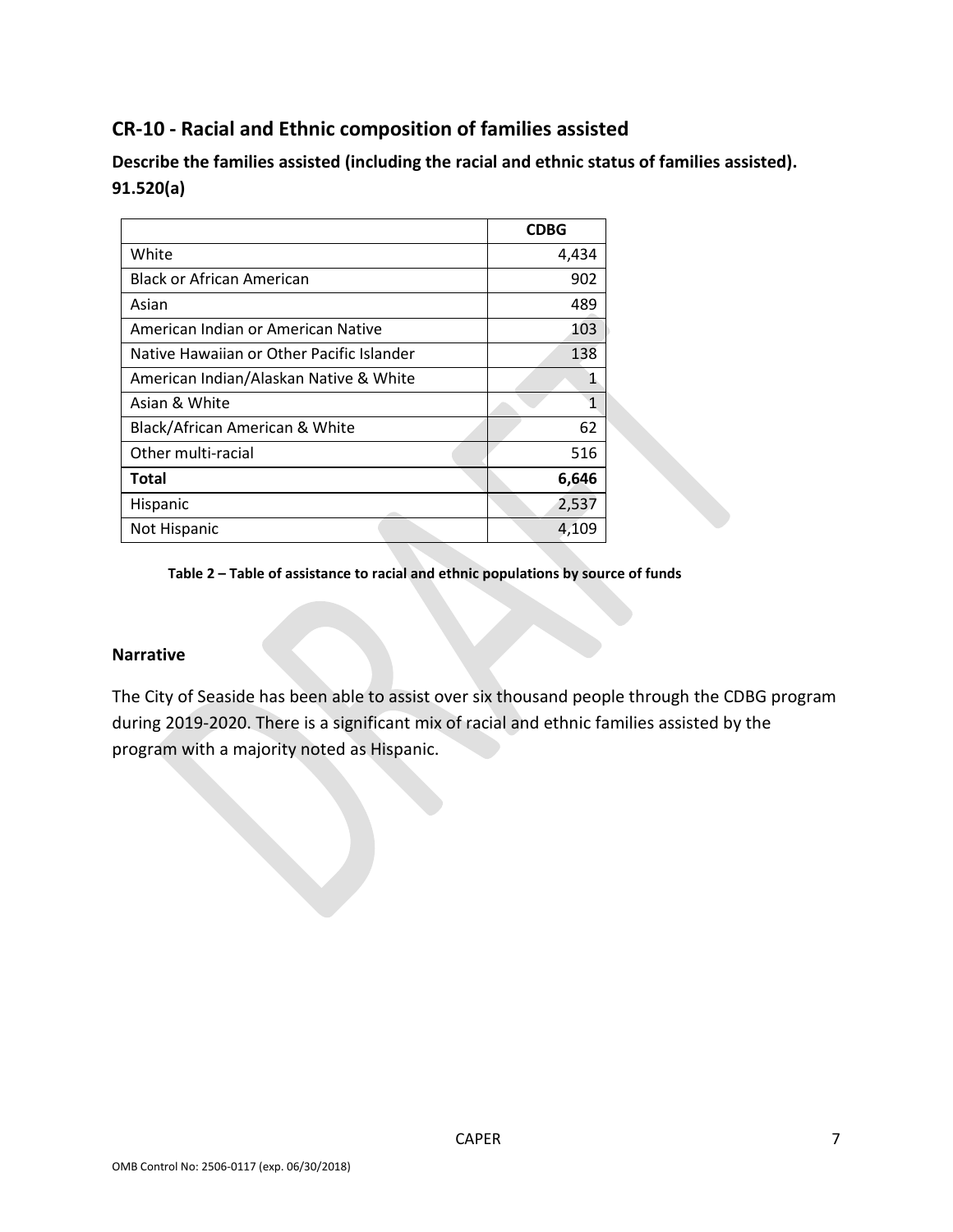## CR-10 - Racial and Ethnic composition of families assisted

**Describe the families assisted (including the racial and ethnic status of families assisted). 91.520(a)**

| | **CDBG** |
|---|---:|
| White | 4,434 |
| Black or African American | 902 |
| Asian | 489 |
| American Indian or American Native | 103 |
| Native Hawaiian or Other Pacific Islander | 138 |
| American Indian/Alaskan Native & White | 1 |
| Asian & White | 1 |
| Black/African American & White | 62 |
| Other multi-racial | 516 |
| **Total** | **6,646** |
| Hispanic | 2,537 |
| Not Hispanic | 4,109 |

**Table 2 – Table of assistance to racial and ethnic populations by source of funds**

**Narrative**

The City of Seaside has been able to assist over six thousand people through the CDBG program during 2019-2020. There is a significant mix of racial and ethnic families assisted by the program with a majority noted as Hispanic.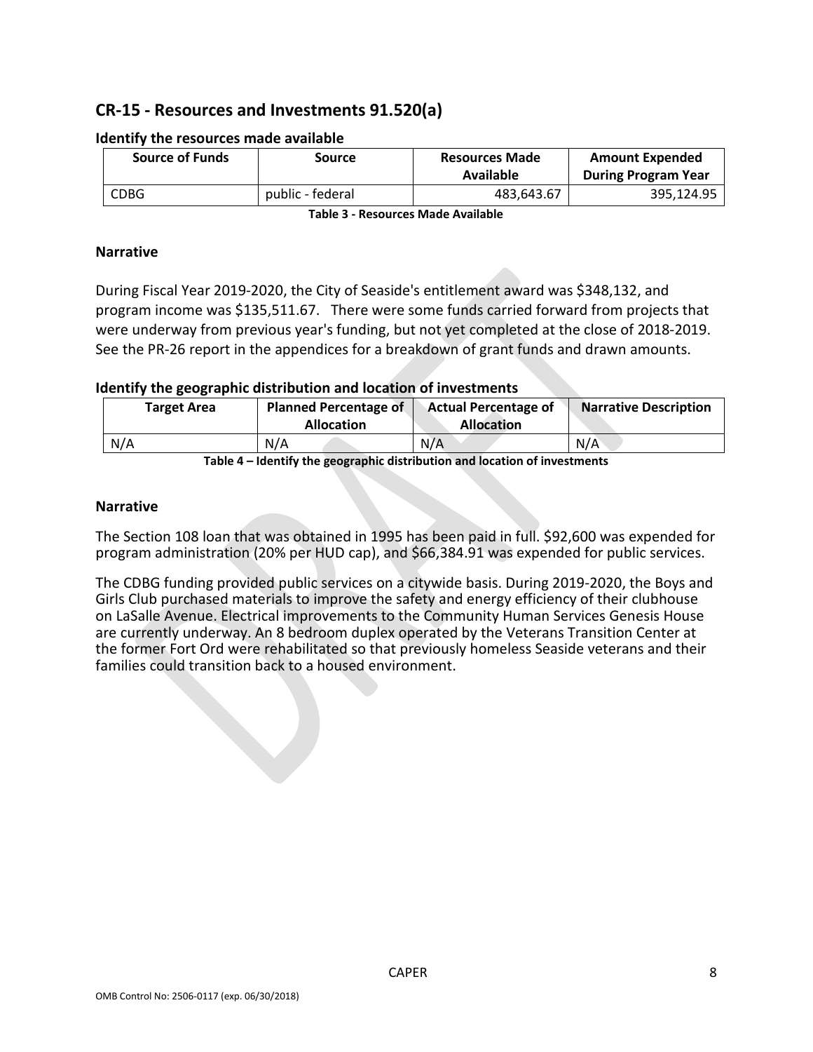## CR-15 - Resources and Investments 91.520(a)

### Identify the resources made available

| Source of Funds | Source | Resources Made Available | Amount Expended During Program Year |
|---|---|---|---|
| CDBG | public - federal | 483,643.67 | 395,124.95 |

**Table 3 - Resources Made Available**

### Narrative

During Fiscal Year 2019-2020, the City of Seaside's entitlement award was $348,132, and program income was $135,511.67. There were some funds carried forward from projects that were underway from previous year's funding, but not yet completed at the close of 2018-2019. See the PR-26 report in the appendices for a breakdown of grant funds and drawn amounts.

### Identify the geographic distribution and location of investments

| Target Area | Planned Percentage of Allocation | Actual Percentage of Allocation | Narrative Description |
|---|---|---|---|
| N/A | N/A | N/A | N/A |

**Table 4 – Identify the geographic distribution and location of investments**

### Narrative

The Section 108 loan that was obtained in 1995 has been paid in full. $92,600 was expended for program administration (20% per HUD cap), and $66,384.91 was expended for public services.

The CDBG funding provided public services on a citywide basis. During 2019-2020, the Boys and Girls Club purchased materials to improve the safety and energy efficiency of their clubhouse on LaSalle Avenue. Electrical improvements to the Community Human Services Genesis House are currently underway. An 8 bedroom duplex operated by the Veterans Transition Center at the former Fort Ord were rehabilitated so that previously homeless Seaside veterans and their families could transition back to a housed environment.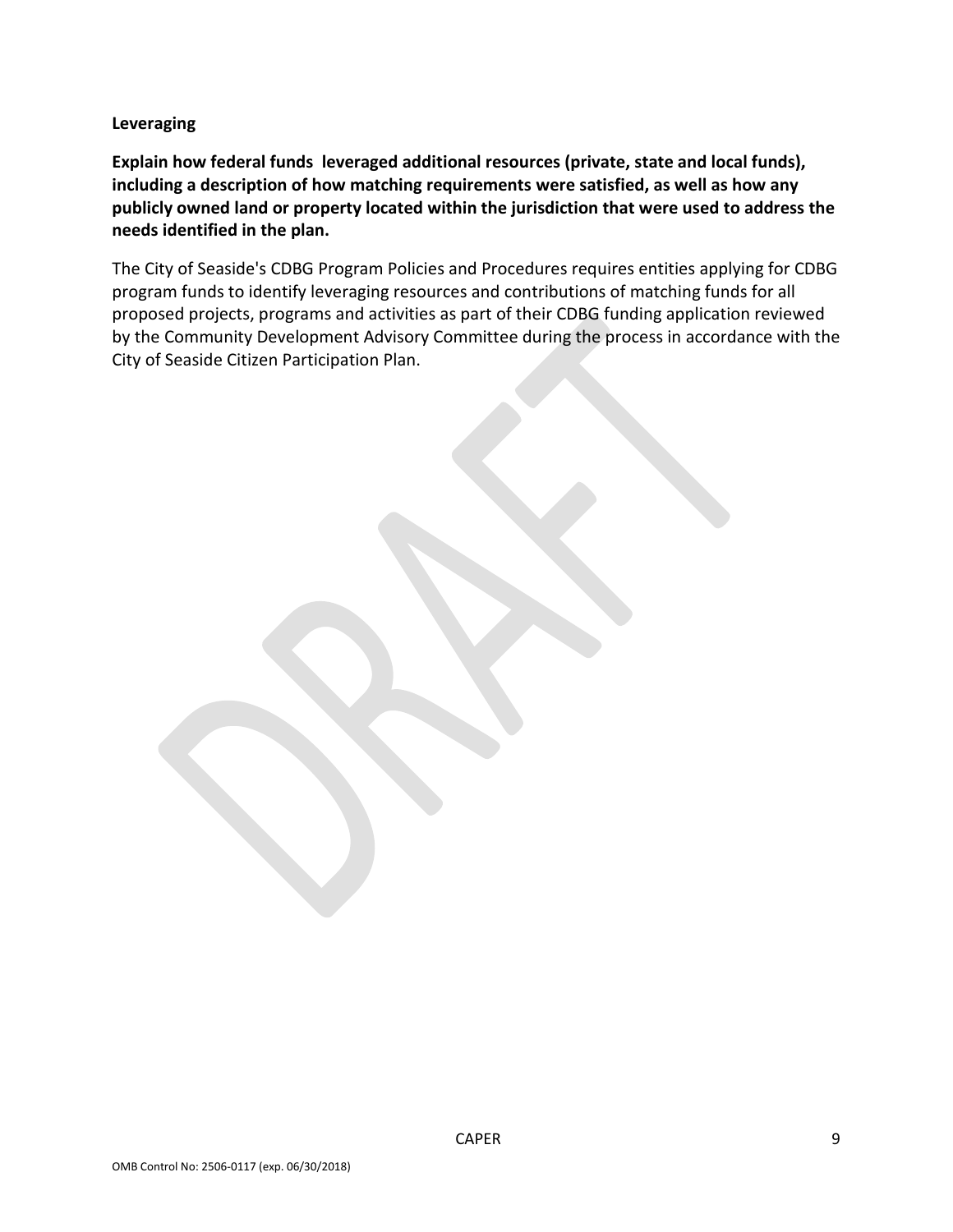**Leveraging**

**Explain how federal funds  leveraged additional resources (private, state and local funds), including a description of how matching requirements were satisfied, as well as how any publicly owned land or property located within the jurisdiction that were used to address the needs identified in the plan.**

The City of Seaside's CDBG Program Policies and Procedures requires entities applying for CDBG program funds to identify leveraging resources and contributions of matching funds for all proposed projects, programs and activities as part of their CDBG funding application reviewed by the Community Development Advisory Committee during the process in accordance with the City of Seaside Citizen Participation Plan.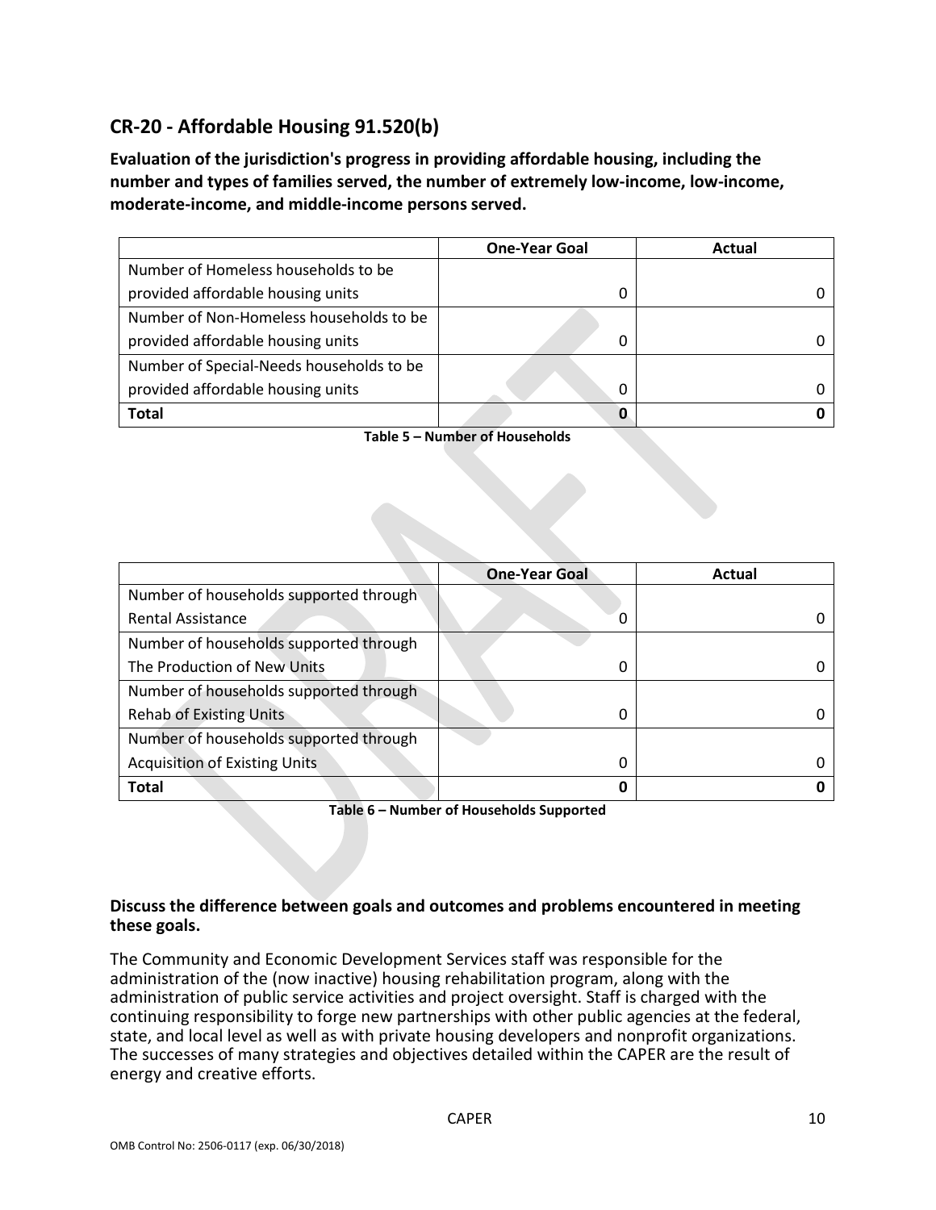## CR-20 - Affordable Housing 91.520(b)

**Evaluation of the jurisdiction's progress in providing affordable housing, including the number and types of families served, the number of extremely low-income, low-income, moderate-income, and middle-income persons served.**

| | One-Year Goal | Actual |
|---|---|---|
| Number of Homeless households to be provided affordable housing units | 0 | 0 |
| Number of Non-Homeless households to be provided affordable housing units | 0 | 0 |
| Number of Special-Needs households to be provided affordable housing units | 0 | 0 |
| **Total** | **0** | **0** |

**Table 5 – Number of Households**

| | One-Year Goal | Actual |
|---|---|---|
| Number of households supported through Rental Assistance | 0 | 0 |
| Number of households supported through The Production of New Units | 0 | 0 |
| Number of households supported through Rehab of Existing Units | 0 | 0 |
| Number of households supported through Acquisition of Existing Units | 0 | 0 |
| **Total** | **0** | **0** |

**Table 6 – Number of Households Supported**

**Discuss the difference between goals and outcomes and problems encountered in meeting these goals.**

The Community and Economic Development Services staff was responsible for the administration of the (now inactive) housing rehabilitation program, along with the administration of public service activities and project oversight. Staff is charged with the continuing responsibility to forge new partnerships with other public agencies at the federal, state, and local level as well as with private housing developers and nonprofit organizations. The successes of many strategies and objectives detailed within the CAPER are the result of energy and creative efforts.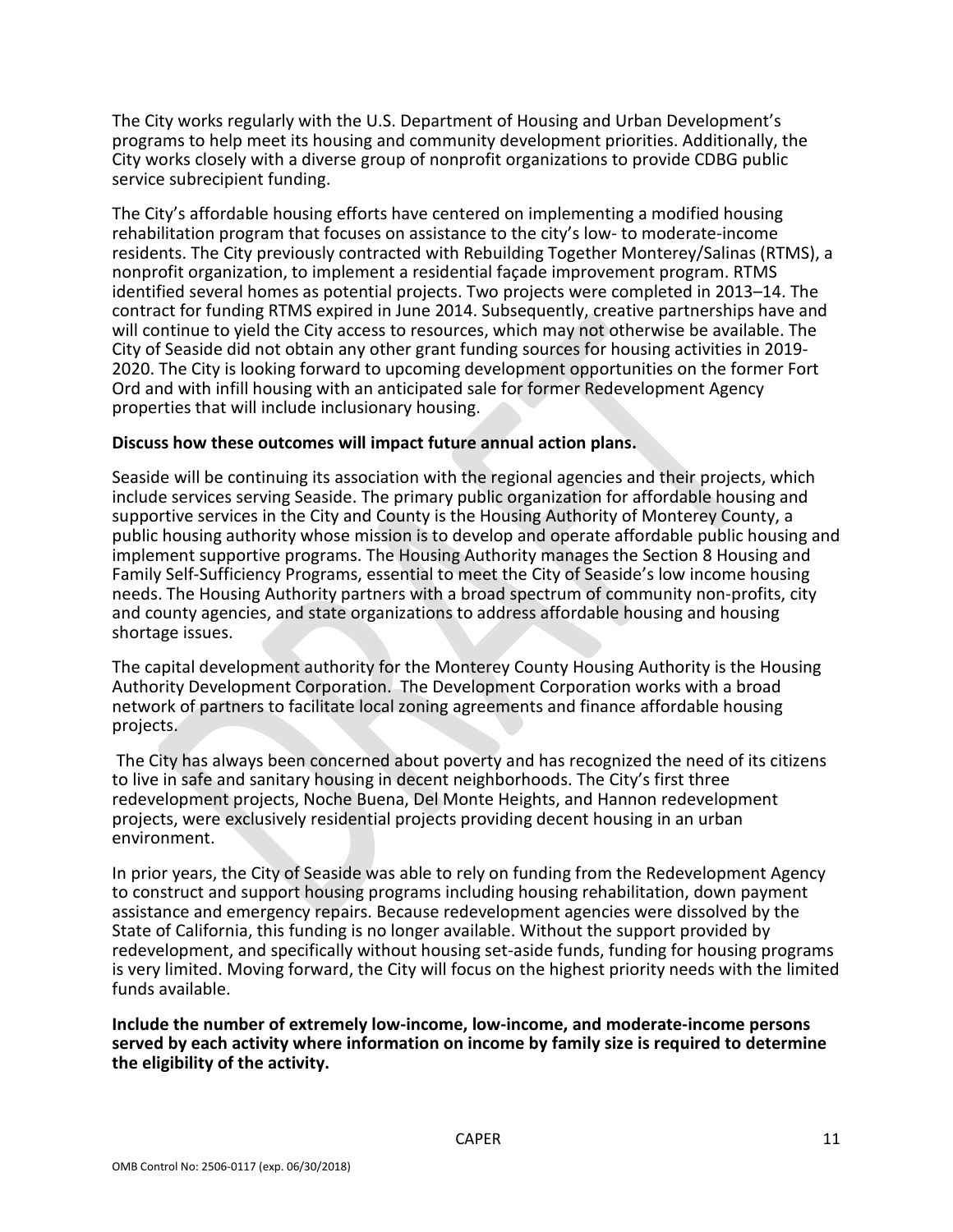The City works regularly with the U.S. Department of Housing and Urban Development's programs to help meet its housing and community development priorities. Additionally, the City works closely with a diverse group of nonprofit organizations to provide CDBG public service subrecipient funding.

The City's affordable housing efforts have centered on implementing a modified housing rehabilitation program that focuses on assistance to the city's low- to moderate-income residents. The City previously contracted with Rebuilding Together Monterey/Salinas (RTMS), a nonprofit organization, to implement a residential façade improvement program. RTMS identified several homes as potential projects. Two projects were completed in 2013–14. The contract for funding RTMS expired in June 2014. Subsequently, creative partnerships have and will continue to yield the City access to resources, which may not otherwise be available. The City of Seaside did not obtain any other grant funding sources for housing activities in 2019-2020. The City is looking forward to upcoming development opportunities on the former Fort Ord and with infill housing with an anticipated sale for former Redevelopment Agency properties that will include inclusionary housing.

**Discuss how these outcomes will impact future annual action plans.**

Seaside will be continuing its association with the regional agencies and their projects, which include services serving Seaside. The primary public organization for affordable housing and supportive services in the City and County is the Housing Authority of Monterey County, a public housing authority whose mission is to develop and operate affordable public housing and implement supportive programs. The Housing Authority manages the Section 8 Housing and Family Self-Sufficiency Programs, essential to meet the City of Seaside's low income housing needs. The Housing Authority partners with a broad spectrum of community non-profits, city and county agencies, and state organizations to address affordable housing and housing shortage issues.

The capital development authority for the Monterey County Housing Authority is the Housing Authority Development Corporation. The Development Corporation works with a broad network of partners to facilitate local zoning agreements and finance affordable housing projects.

The City has always been concerned about poverty and has recognized the need of its citizens to live in safe and sanitary housing in decent neighborhoods. The City's first three redevelopment projects, Noche Buena, Del Monte Heights, and Hannon redevelopment projects, were exclusively residential projects providing decent housing in an urban environment.

In prior years, the City of Seaside was able to rely on funding from the Redevelopment Agency to construct and support housing programs including housing rehabilitation, down payment assistance and emergency repairs. Because redevelopment agencies were dissolved by the State of California, this funding is no longer available. Without the support provided by redevelopment, and specifically without housing set-aside funds, funding for housing programs is very limited. Moving forward, the City will focus on the highest priority needs with the limited funds available.

**Include the number of extremely low-income, low-income, and moderate-income persons served by each activity where information on income by family size is required to determine the eligibility of the activity.**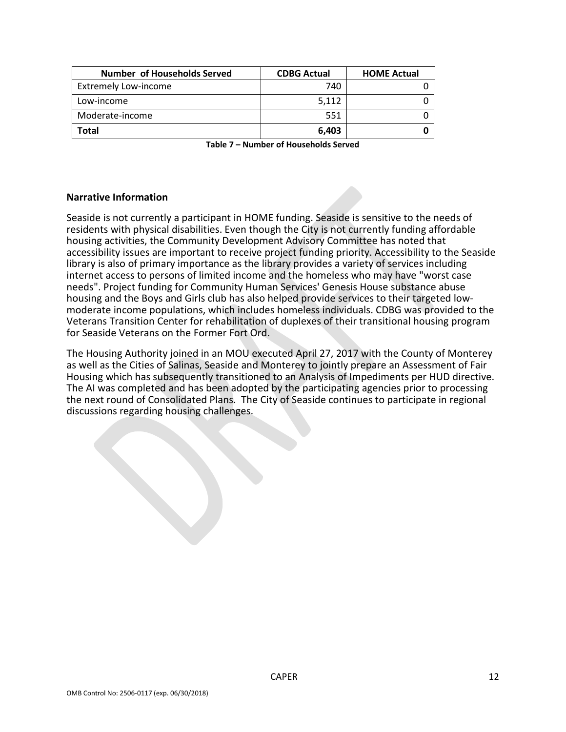| Number of Households Served | CDBG Actual | HOME Actual |
|---|---|---|
| Extremely Low-income | 740 | 0 |
| Low-income | 5,112 | 0 |
| Moderate-income | 551 | 0 |
| **Total** | **6,403** | **0** |

**Table 7 – Number of Households Served**

### Narrative Information

Seaside is not currently a participant in HOME funding. Seaside is sensitive to the needs of residents with physical disabilities. Even though the City is not currently funding affordable housing activities, the Community Development Advisory Committee has noted that accessibility issues are important to receive project funding priority. Accessibility to the Seaside library is also of primary importance as the library provides a variety of services including internet access to persons of limited income and the homeless who may have "worst case needs". Project funding for Community Human Services' Genesis House substance abuse housing and the Boys and Girls club has also helped provide services to their targeted low-moderate income populations, which includes homeless individuals. CDBG was provided to the Veterans Transition Center for rehabilitation of duplexes of their transitional housing program for Seaside Veterans on the Former Fort Ord.

The Housing Authority joined in an MOU executed April 27, 2017 with the County of Monterey as well as the Cities of Salinas, Seaside and Monterey to jointly prepare an Assessment of Fair Housing which has subsequently transitioned to an Analysis of Impediments per HUD directive. The AI was completed and has been adopted by the participating agencies prior to processing the next round of Consolidated Plans. The City of Seaside continues to participate in regional discussions regarding housing challenges.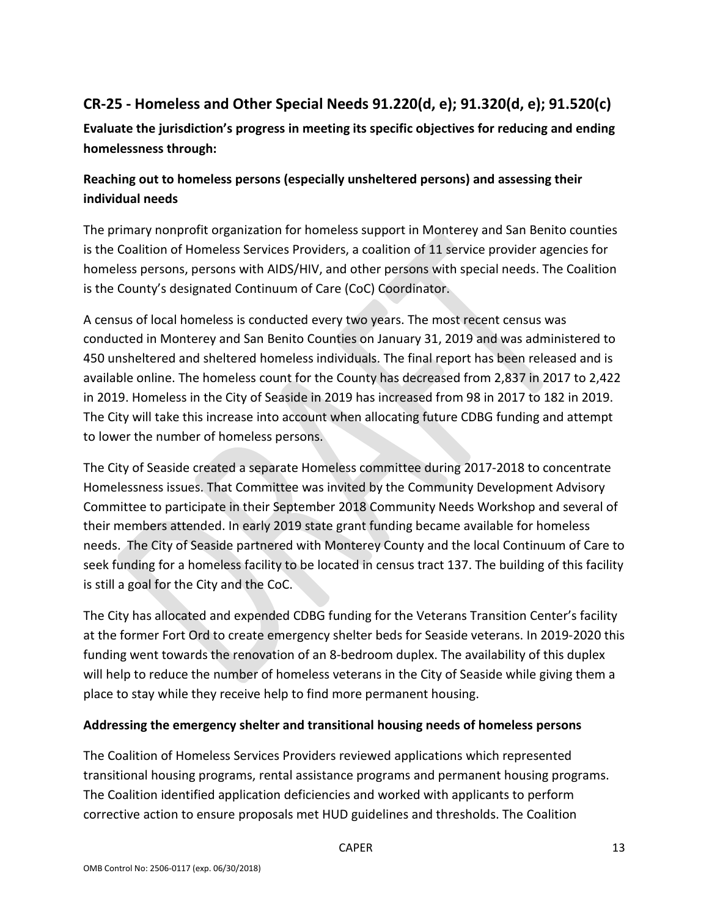## CR-25 - Homeless and Other Special Needs 91.220(d, e); 91.320(d, e); 91.520(c)

**Evaluate the jurisdiction's progress in meeting its specific objectives for reducing and ending homelessness through:**

### Reaching out to homeless persons (especially unsheltered persons) and assessing their individual needs

The primary nonprofit organization for homeless support in Monterey and San Benito counties is the Coalition of Homeless Services Providers, a coalition of 11 service provider agencies for homeless persons, persons with AIDS/HIV, and other persons with special needs. The Coalition is the County's designated Continuum of Care (CoC) Coordinator.

A census of local homeless is conducted every two years. The most recent census was conducted in Monterey and San Benito Counties on January 31, 2019 and was administered to 450 unsheltered and sheltered homeless individuals. The final report has been released and is available online. The homeless count for the County has decreased from 2,837 in 2017 to 2,422 in 2019. Homeless in the City of Seaside in 2019 has increased from 98 in 2017 to 182 in 2019. The City will take this increase into account when allocating future CDBG funding and attempt to lower the number of homeless persons.

The City of Seaside created a separate Homeless committee during 2017-2018 to concentrate Homelessness issues. That Committee was invited by the Community Development Advisory Committee to participate in their September 2018 Community Needs Workshop and several of their members attended. In early 2019 state grant funding became available for homeless needs. The City of Seaside partnered with Monterey County and the local Continuum of Care to seek funding for a homeless facility to be located in census tract 137. The building of this facility is still a goal for the City and the CoC.

The City has allocated and expended CDBG funding for the Veterans Transition Center's facility at the former Fort Ord to create emergency shelter beds for Seaside veterans. In 2019-2020 this funding went towards the renovation of an 8-bedroom duplex. The availability of this duplex will help to reduce the number of homeless veterans in the City of Seaside while giving them a place to stay while they receive help to find more permanent housing.

### Addressing the emergency shelter and transitional housing needs of homeless persons

The Coalition of Homeless Services Providers reviewed applications which represented transitional housing programs, rental assistance programs and permanent housing programs. The Coalition identified application deficiencies and worked with applicants to perform corrective action to ensure proposals met HUD guidelines and thresholds. The Coalition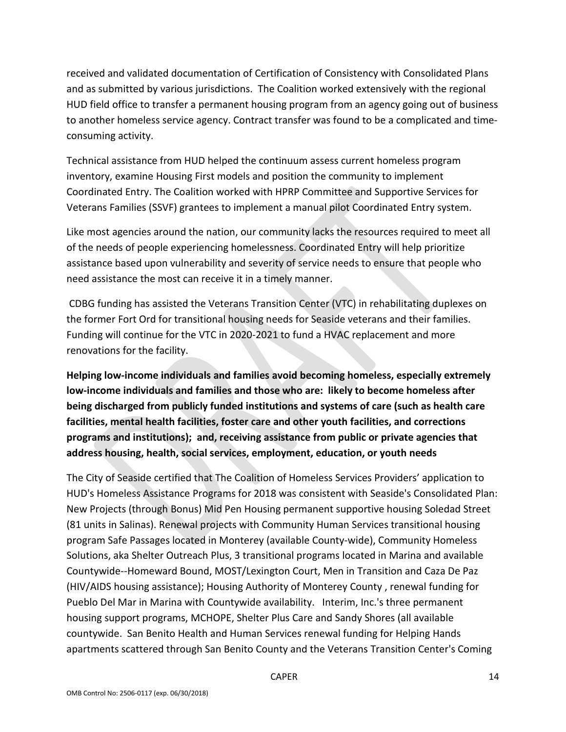received and validated documentation of Certification of Consistency with Consolidated Plans and as submitted by various jurisdictions. The Coalition worked extensively with the regional HUD field office to transfer a permanent housing program from an agency going out of business to another homeless service agency. Contract transfer was found to be a complicated and time-consuming activity.

Technical assistance from HUD helped the continuum assess current homeless program inventory, examine Housing First models and position the community to implement Coordinated Entry. The Coalition worked with HPRP Committee and Supportive Services for Veterans Families (SSVF) grantees to implement a manual pilot Coordinated Entry system.

Like most agencies around the nation, our community lacks the resources required to meet all of the needs of people experiencing homelessness. Coordinated Entry will help prioritize assistance based upon vulnerability and severity of service needs to ensure that people who need assistance the most can receive it in a timely manner.

CDBG funding has assisted the Veterans Transition Center (VTC) in rehabilitating duplexes on the former Fort Ord for transitional housing needs for Seaside veterans and their families. Funding will continue for the VTC in 2020-2021 to fund a HVAC replacement and more renovations for the facility.

**Helping low-income individuals and families avoid becoming homeless, especially extremely low-income individuals and families and those who are: likely to become homeless after being discharged from publicly funded institutions and systems of care (such as health care facilities, mental health facilities, foster care and other youth facilities, and corrections programs and institutions); and, receiving assistance from public or private agencies that address housing, health, social services, employment, education, or youth needs**

The City of Seaside certified that The Coalition of Homeless Services Providers' application to HUD's Homeless Assistance Programs for 2018 was consistent with Seaside's Consolidated Plan: New Projects (through Bonus) Mid Pen Housing permanent supportive housing Soledad Street (81 units in Salinas). Renewal projects with Community Human Services transitional housing program Safe Passages located in Monterey (available County-wide), Community Homeless Solutions, aka Shelter Outreach Plus, 3 transitional programs located in Marina and available Countywide--Homeward Bound, MOST/Lexington Court, Men in Transition and Caza De Paz (HIV/AIDS housing assistance); Housing Authority of Monterey County , renewal funding for Pueblo Del Mar in Marina with Countywide availability. Interim, Inc.'s three permanent housing support programs, MCHOPE, Shelter Plus Care and Sandy Shores (all available countywide. San Benito Health and Human Services renewal funding for Helping Hands apartments scattered through San Benito County and the Veterans Transition Center's Coming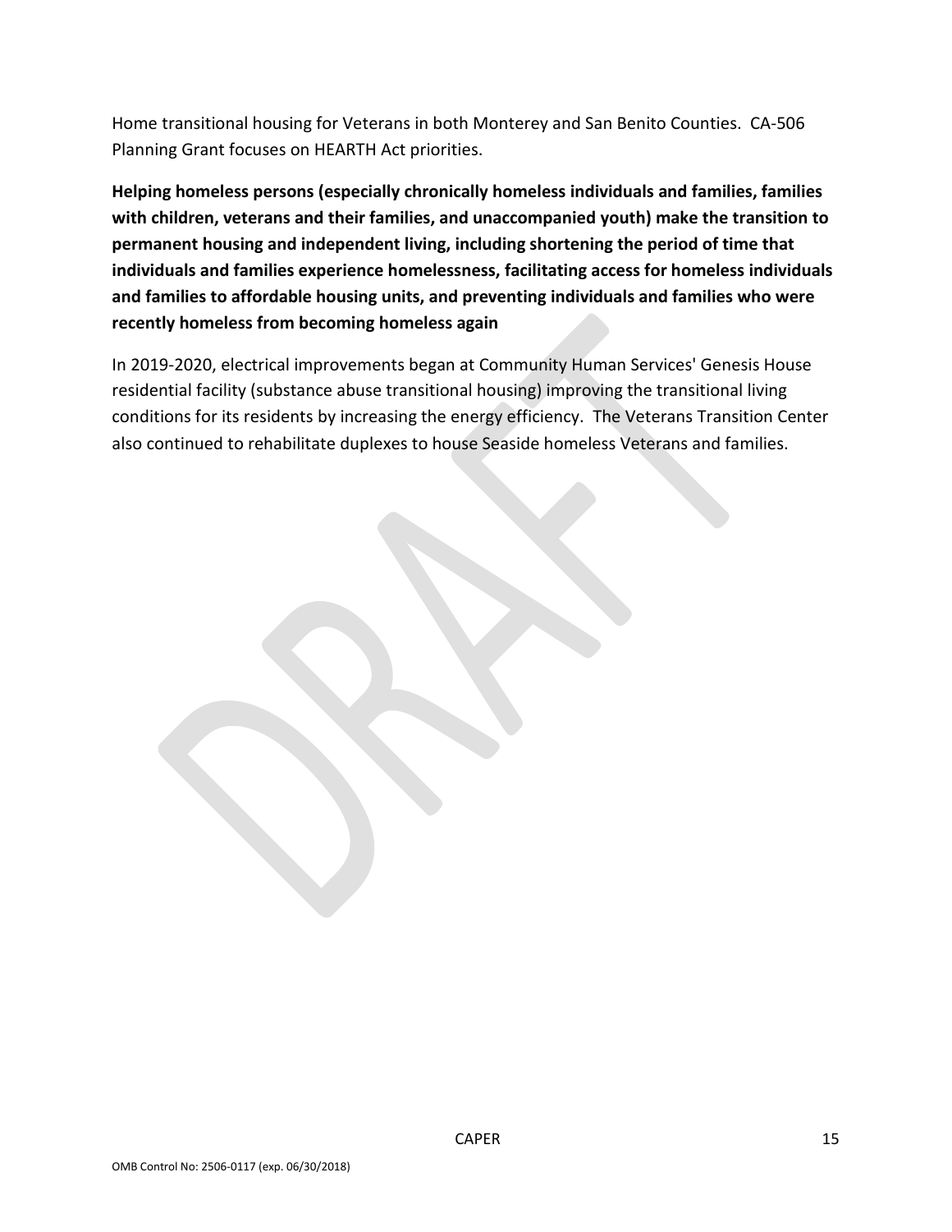Home transitional housing for Veterans in both Monterey and San Benito Counties.  CA-506 Planning Grant focuses on HEARTH Act priorities.

**Helping homeless persons (especially chronically homeless individuals and families, families with children, veterans and their families, and unaccompanied youth) make the transition to permanent housing and independent living, including shortening the period of time that individuals and families experience homelessness, facilitating access for homeless individuals and families to affordable housing units, and preventing individuals and families who were recently homeless from becoming homeless again**

In 2019-2020, electrical improvements began at Community Human Services' Genesis House residential facility (substance abuse transitional housing) improving the transitional living conditions for its residents by increasing the energy efficiency.  The Veterans Transition Center also continued to rehabilitate duplexes to house Seaside homeless Veterans and families.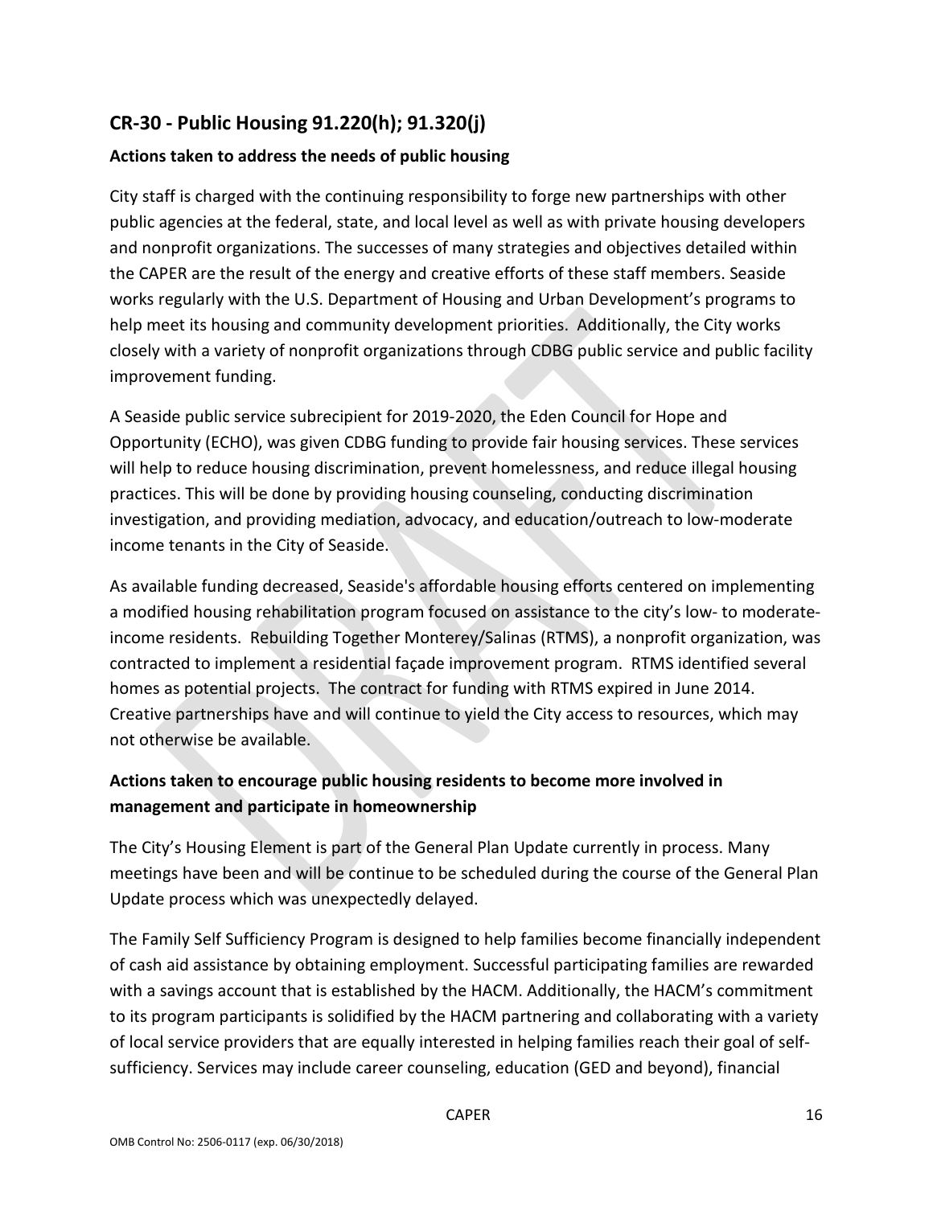## CR-30 - Public Housing 91.220(h); 91.320(j)

### Actions taken to address the needs of public housing

City staff is charged with the continuing responsibility to forge new partnerships with other public agencies at the federal, state, and local level as well as with private housing developers and nonprofit organizations. The successes of many strategies and objectives detailed within the CAPER are the result of the energy and creative efforts of these staff members. Seaside works regularly with the U.S. Department of Housing and Urban Development's programs to help meet its housing and community development priorities. Additionally, the City works closely with a variety of nonprofit organizations through CDBG public service and public facility improvement funding.

A Seaside public service subrecipient for 2019-2020, the Eden Council for Hope and Opportunity (ECHO), was given CDBG funding to provide fair housing services. These services will help to reduce housing discrimination, prevent homelessness, and reduce illegal housing practices. This will be done by providing housing counseling, conducting discrimination investigation, and providing mediation, advocacy, and education/outreach to low-moderate income tenants in the City of Seaside.

As available funding decreased, Seaside's affordable housing efforts centered on implementing a modified housing rehabilitation program focused on assistance to the city's low- to moderate-income residents. Rebuilding Together Monterey/Salinas (RTMS), a nonprofit organization, was contracted to implement a residential façade improvement program. RTMS identified several homes as potential projects. The contract for funding with RTMS expired in June 2014. Creative partnerships have and will continue to yield the City access to resources, which may not otherwise be available.

### Actions taken to encourage public housing residents to become more involved in management and participate in homeownership

The City's Housing Element is part of the General Plan Update currently in process. Many meetings have been and will be continue to be scheduled during the course of the General Plan Update process which was unexpectedly delayed.

The Family Self Sufficiency Program is designed to help families become financially independent of cash aid assistance by obtaining employment. Successful participating families are rewarded with a savings account that is established by the HACM. Additionally, the HACM's commitment to its program participants is solidified by the HACM partnering and collaborating with a variety of local service providers that are equally interested in helping families reach their goal of self-sufficiency. Services may include career counseling, education (GED and beyond), financial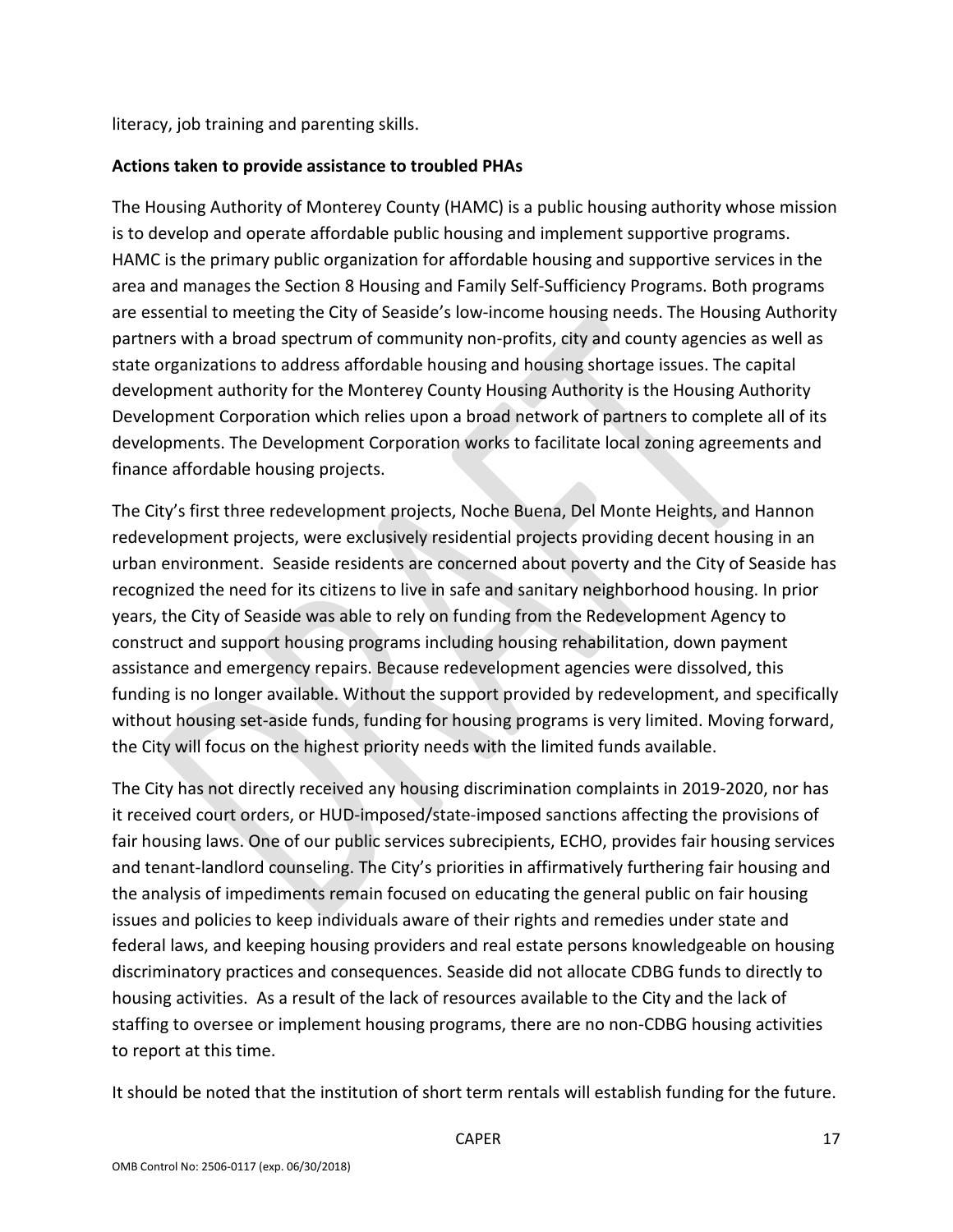literacy, job training and parenting skills.

**Actions taken to provide assistance to troubled PHAs**

The Housing Authority of Monterey County (HAMC) is a public housing authority whose mission is to develop and operate affordable public housing and implement supportive programs. HAMC is the primary public organization for affordable housing and supportive services in the area and manages the Section 8 Housing and Family Self-Sufficiency Programs. Both programs are essential to meeting the City of Seaside's low-income housing needs. The Housing Authority partners with a broad spectrum of community non-profits, city and county agencies as well as state organizations to address affordable housing and housing shortage issues. The capital development authority for the Monterey County Housing Authority is the Housing Authority Development Corporation which relies upon a broad network of partners to complete all of its developments. The Development Corporation works to facilitate local zoning agreements and finance affordable housing projects.

The City's first three redevelopment projects, Noche Buena, Del Monte Heights, and Hannon redevelopment projects, were exclusively residential projects providing decent housing in an urban environment. Seaside residents are concerned about poverty and the City of Seaside has recognized the need for its citizens to live in safe and sanitary neighborhood housing. In prior years, the City of Seaside was able to rely on funding from the Redevelopment Agency to construct and support housing programs including housing rehabilitation, down payment assistance and emergency repairs. Because redevelopment agencies were dissolved, this funding is no longer available. Without the support provided by redevelopment, and specifically without housing set-aside funds, funding for housing programs is very limited. Moving forward, the City will focus on the highest priority needs with the limited funds available.

The City has not directly received any housing discrimination complaints in 2019-2020, nor has it received court orders, or HUD-imposed/state-imposed sanctions affecting the provisions of fair housing laws. One of our public services subrecipients, ECHO, provides fair housing services and tenant-landlord counseling. The City's priorities in affirmatively furthering fair housing and the analysis of impediments remain focused on educating the general public on fair housing issues and policies to keep individuals aware of their rights and remedies under state and federal laws, and keeping housing providers and real estate persons knowledgeable on housing discriminatory practices and consequences. Seaside did not allocate CDBG funds to directly to housing activities. As a result of the lack of resources available to the City and the lack of staffing to oversee or implement housing programs, there are no non-CDBG housing activities to report at this time.

It should be noted that the institution of short term rentals will establish funding for the future.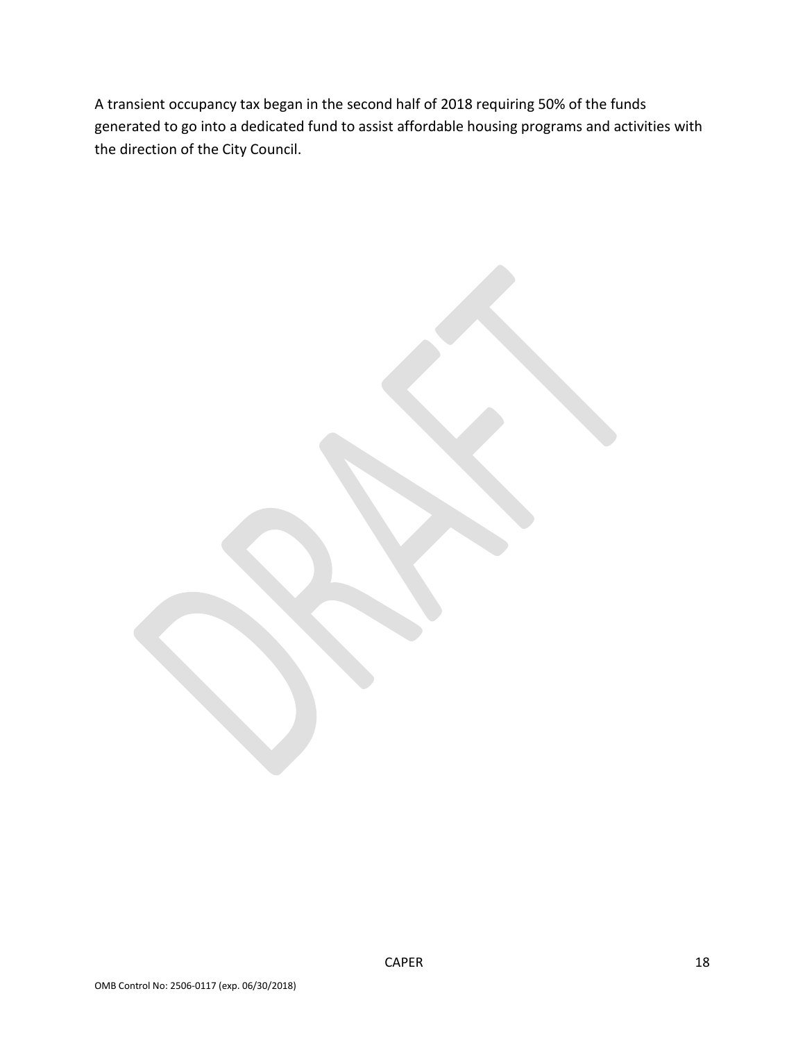A transient occupancy tax began in the second half of 2018 requiring 50% of the funds generated to go into a dedicated fund to assist affordable housing programs and activities with the direction of the City Council.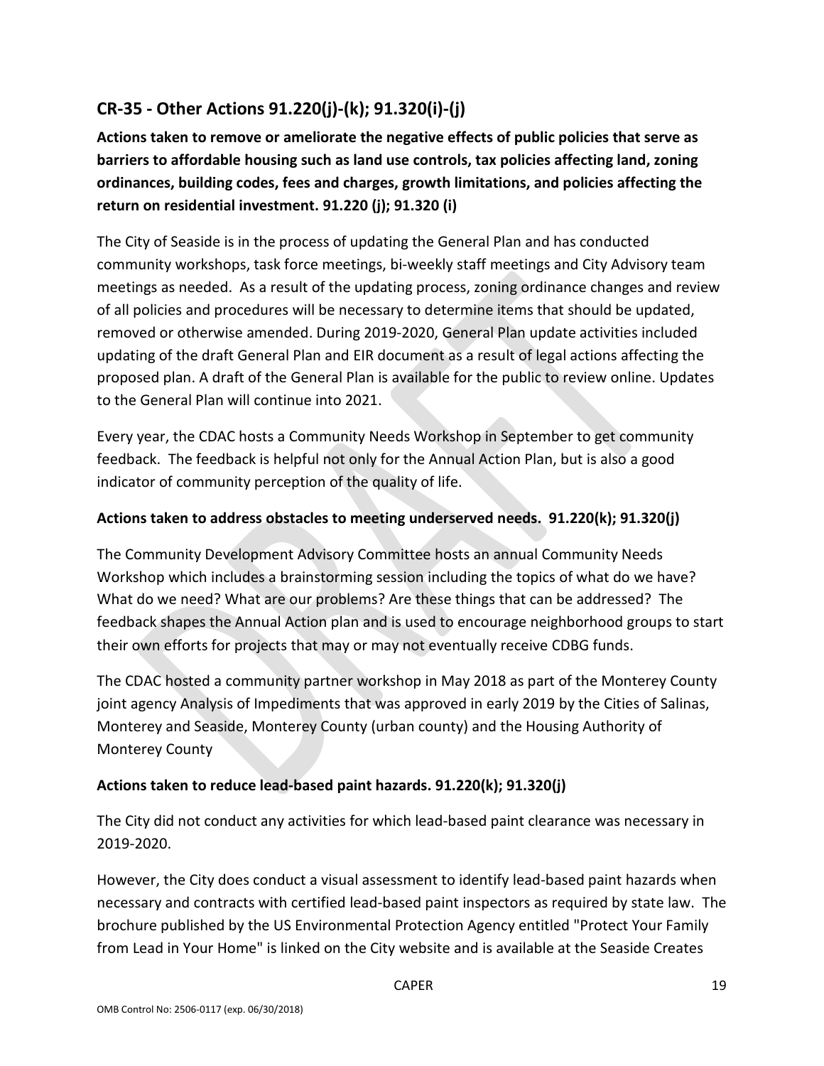## CR-35 - Other Actions 91.220(j)-(k); 91.320(i)-(j)

**Actions taken to remove or ameliorate the negative effects of public policies that serve as barriers to affordable housing such as land use controls, tax policies affecting land, zoning ordinances, building codes, fees and charges, growth limitations, and policies affecting the return on residential investment. 91.220 (j); 91.320 (i)**

The City of Seaside is in the process of updating the General Plan and has conducted community workshops, task force meetings, bi-weekly staff meetings and City Advisory team meetings as needed. As a result of the updating process, zoning ordinance changes and review of all policies and procedures will be necessary to determine items that should be updated, removed or otherwise amended. During 2019-2020, General Plan update activities included updating of the draft General Plan and EIR document as a result of legal actions affecting the proposed plan. A draft of the General Plan is available for the public to review online. Updates to the General Plan will continue into 2021.

Every year, the CDAC hosts a Community Needs Workshop in September to get community feedback. The feedback is helpful not only for the Annual Action Plan, but is also a good indicator of community perception of the quality of life.

**Actions taken to address obstacles to meeting underserved needs. 91.220(k); 91.320(j)**

The Community Development Advisory Committee hosts an annual Community Needs Workshop which includes a brainstorming session including the topics of what do we have? What do we need? What are our problems? Are these things that can be addressed? The feedback shapes the Annual Action plan and is used to encourage neighborhood groups to start their own efforts for projects that may or may not eventually receive CDBG funds.

The CDAC hosted a community partner workshop in May 2018 as part of the Monterey County joint agency Analysis of Impediments that was approved in early 2019 by the Cities of Salinas, Monterey and Seaside, Monterey County (urban county) and the Housing Authority of Monterey County

**Actions taken to reduce lead-based paint hazards. 91.220(k); 91.320(j)**

The City did not conduct any activities for which lead-based paint clearance was necessary in 2019-2020.

However, the City does conduct a visual assessment to identify lead-based paint hazards when necessary and contracts with certified lead-based paint inspectors as required by state law. The brochure published by the US Environmental Protection Agency entitled "Protect Your Family from Lead in Your Home" is linked on the City website and is available at the Seaside Creates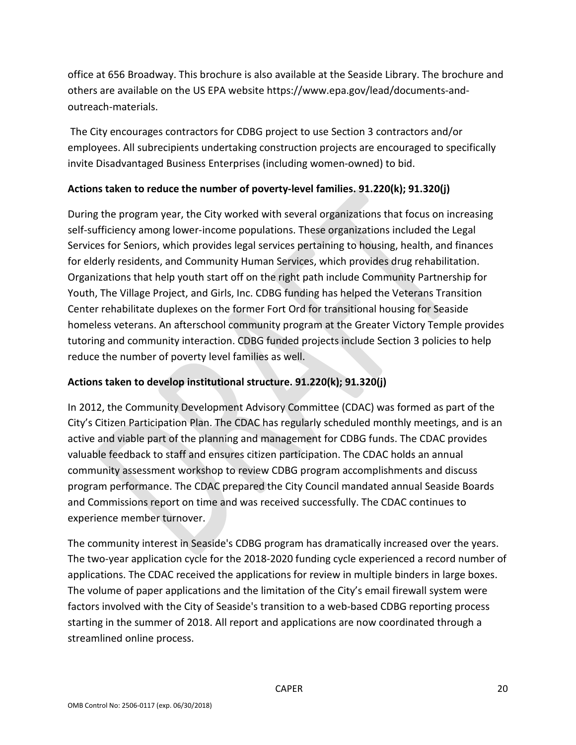office at 656 Broadway. This brochure is also available at the Seaside Library. The brochure and others are available on the US EPA website https://www.epa.gov/lead/documents-and-outreach-materials.

The City encourages contractors for CDBG project to use Section 3 contractors and/or employees. All subrecipients undertaking construction projects are encouraged to specifically invite Disadvantaged Business Enterprises (including women-owned) to bid.

**Actions taken to reduce the number of poverty-level families. 91.220(k); 91.320(j)**

During the program year, the City worked with several organizations that focus on increasing self-sufficiency among lower-income populations. These organizations included the Legal Services for Seniors, which provides legal services pertaining to housing, health, and finances for elderly residents, and Community Human Services, which provides drug rehabilitation. Organizations that help youth start off on the right path include Community Partnership for Youth, The Village Project, and Girls, Inc. CDBG funding has helped the Veterans Transition Center rehabilitate duplexes on the former Fort Ord for transitional housing for Seaside homeless veterans. An afterschool community program at the Greater Victory Temple provides tutoring and community interaction. CDBG funded projects include Section 3 policies to help reduce the number of poverty level families as well.

**Actions taken to develop institutional structure. 91.220(k); 91.320(j)**

In 2012, the Community Development Advisory Committee (CDAC) was formed as part of the City's Citizen Participation Plan. The CDAC has regularly scheduled monthly meetings, and is an active and viable part of the planning and management for CDBG funds. The CDAC provides valuable feedback to staff and ensures citizen participation. The CDAC holds an annual community assessment workshop to review CDBG program accomplishments and discuss program performance. The CDAC prepared the City Council mandated annual Seaside Boards and Commissions report on time and was received successfully. The CDAC continues to experience member turnover.

The community interest in Seaside's CDBG program has dramatically increased over the years. The two-year application cycle for the 2018-2020 funding cycle experienced a record number of applications. The CDAC received the applications for review in multiple binders in large boxes. The volume of paper applications and the limitation of the City's email firewall system were factors involved with the City of Seaside's transition to a web-based CDBG reporting process starting in the summer of 2018. All report and applications are now coordinated through a streamlined online process.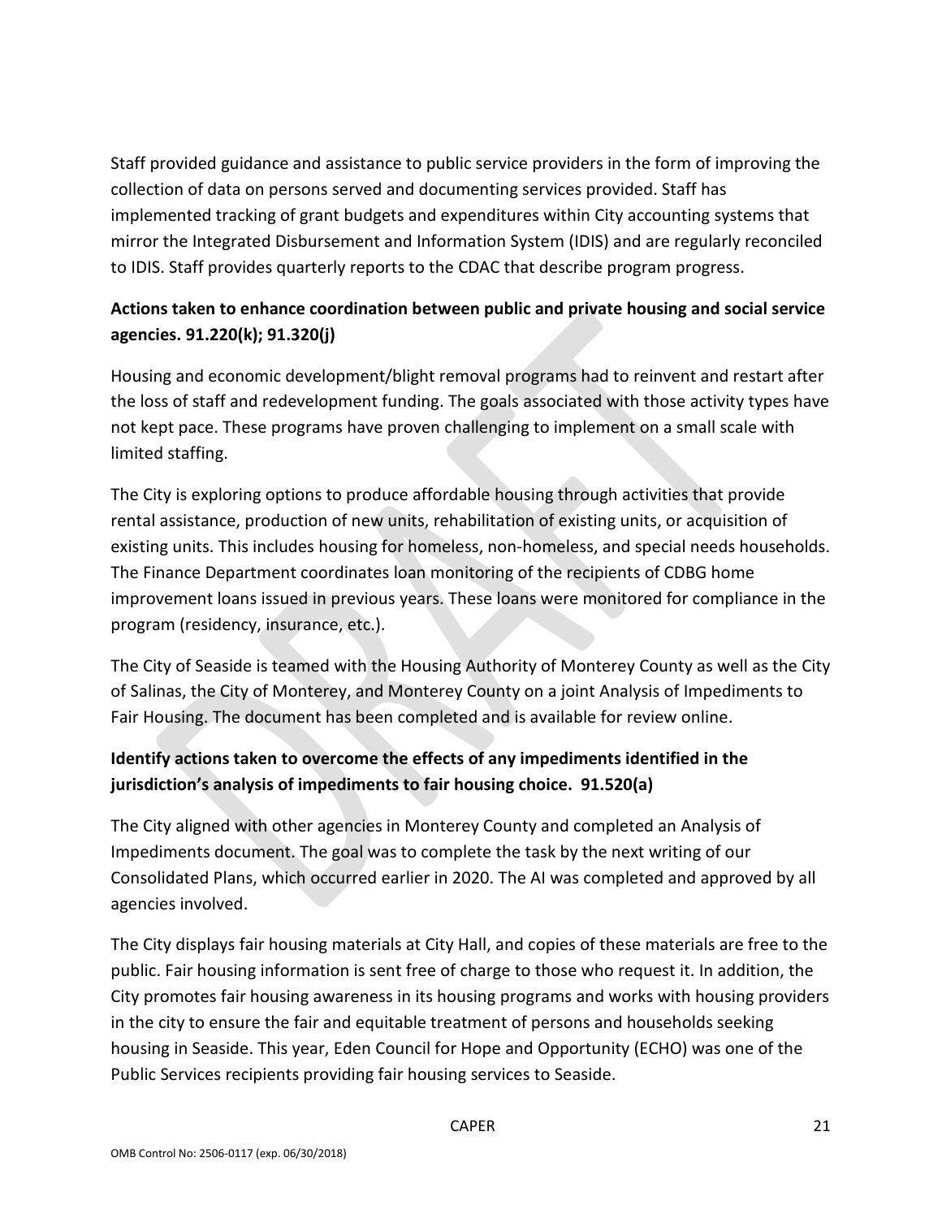Staff provided guidance and assistance to public service providers in the form of improving the collection of data on persons served and documenting services provided. Staff has implemented tracking of grant budgets and expenditures within City accounting systems that mirror the Integrated Disbursement and Information System (IDIS) and are regularly reconciled to IDIS. Staff provides quarterly reports to the CDAC that describe program progress.

**Actions taken to enhance coordination between public and private housing and social service agencies. 91.220(k); 91.320(j)**

Housing and economic development/blight removal programs had to reinvent and restart after the loss of staff and redevelopment funding. The goals associated with those activity types have not kept pace. These programs have proven challenging to implement on a small scale with limited staffing.

The City is exploring options to produce affordable housing through activities that provide rental assistance, production of new units, rehabilitation of existing units, or acquisition of existing units. This includes housing for homeless, non-homeless, and special needs households. The Finance Department coordinates loan monitoring of the recipients of CDBG home improvement loans issued in previous years. These loans were monitored for compliance in the program (residency, insurance, etc.).

The City of Seaside is teamed with the Housing Authority of Monterey County as well as the City of Salinas, the City of Monterey, and Monterey County on a joint Analysis of Impediments to Fair Housing. The document has been completed and is available for review online.

**Identify actions taken to overcome the effects of any impediments identified in the jurisdiction's analysis of impediments to fair housing choice. 91.520(a)**

The City aligned with other agencies in Monterey County and completed an Analysis of Impediments document. The goal was to complete the task by the next writing of our Consolidated Plans, which occurred earlier in 2020. The AI was completed and approved by all agencies involved.

The City displays fair housing materials at City Hall, and copies of these materials are free to the public. Fair housing information is sent free of charge to those who request it. In addition, the City promotes fair housing awareness in its housing programs and works with housing providers in the city to ensure the fair and equitable treatment of persons and households seeking housing in Seaside. This year, Eden Council for Hope and Opportunity (ECHO) was one of the Public Services recipients providing fair housing services to Seaside.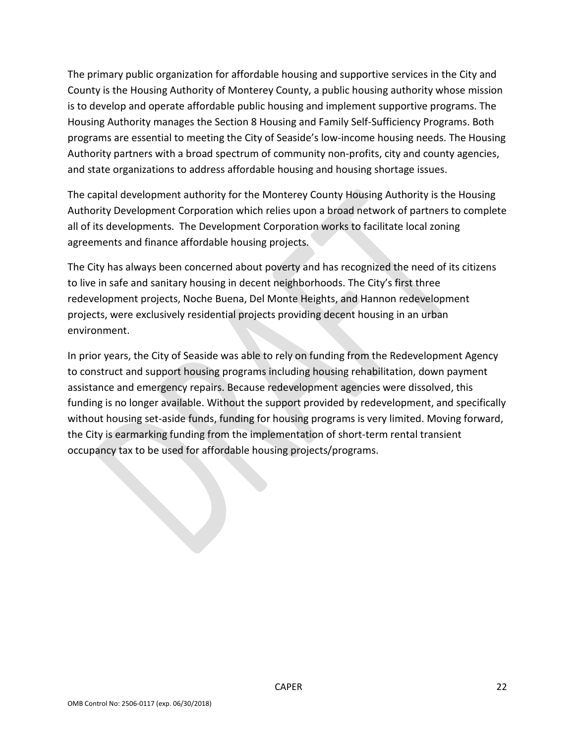The primary public organization for affordable housing and supportive services in the City and County is the Housing Authority of Monterey County, a public housing authority whose mission is to develop and operate affordable public housing and implement supportive programs. The Housing Authority manages the Section 8 Housing and Family Self-Sufficiency Programs. Both programs are essential to meeting the City of Seaside's low-income housing needs. The Housing Authority partners with a broad spectrum of community non-profits, city and county agencies, and state organizations to address affordable housing and housing shortage issues.

The capital development authority for the Monterey County Housing Authority is the Housing Authority Development Corporation which relies upon a broad network of partners to complete all of its developments. The Development Corporation works to facilitate local zoning agreements and finance affordable housing projects.

The City has always been concerned about poverty and has recognized the need of its citizens to live in safe and sanitary housing in decent neighborhoods. The City's first three redevelopment projects, Noche Buena, Del Monte Heights, and Hannon redevelopment projects, were exclusively residential projects providing decent housing in an urban environment.

In prior years, the City of Seaside was able to rely on funding from the Redevelopment Agency to construct and support housing programs including housing rehabilitation, down payment assistance and emergency repairs. Because redevelopment agencies were dissolved, this funding is no longer available. Without the support provided by redevelopment, and specifically without housing set-aside funds, funding for housing programs is very limited. Moving forward, the City is earmarking funding from the implementation of short-term rental transient occupancy tax to be used for affordable housing projects/programs.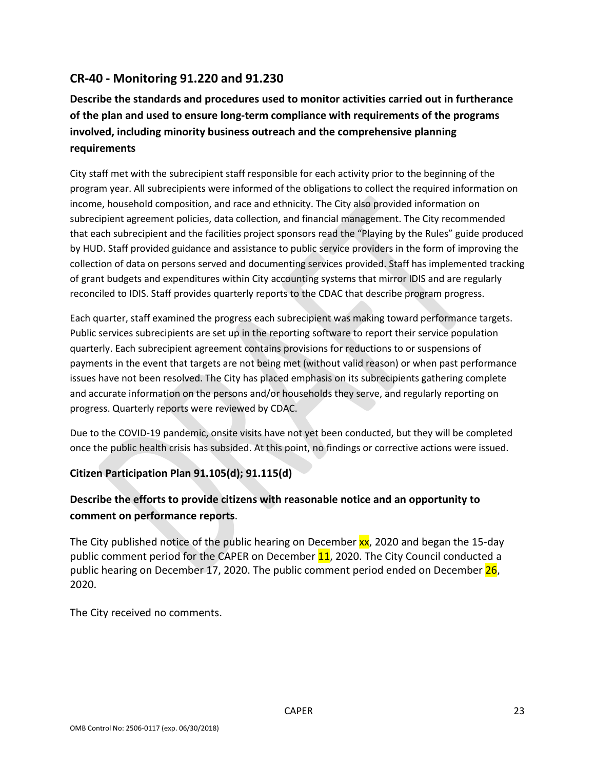## CR-40 - Monitoring 91.220 and 91.230

### Describe the standards and procedures used to monitor activities carried out in furtherance of the plan and used to ensure long-term compliance with requirements of the programs involved, including minority business outreach and the comprehensive planning requirements

City staff met with the subrecipient staff responsible for each activity prior to the beginning of the program year. All subrecipients were informed of the obligations to collect the required information on income, household composition, and race and ethnicity. The City also provided information on subrecipient agreement policies, data collection, and financial management. The City recommended that each subrecipient and the facilities project sponsors read the "Playing by the Rules" guide produced by HUD. Staff provided guidance and assistance to public service providers in the form of improving the collection of data on persons served and documenting services provided. Staff has implemented tracking of grant budgets and expenditures within City accounting systems that mirror IDIS and are regularly reconciled to IDIS. Staff provides quarterly reports to the CDAC that describe program progress.

Each quarter, staff examined the progress each subrecipient was making toward performance targets. Public services subrecipients are set up in the reporting software to report their service population quarterly. Each subrecipient agreement contains provisions for reductions to or suspensions of payments in the event that targets are not being met (without valid reason) or when past performance issues have not been resolved. The City has placed emphasis on its subrecipients gathering complete and accurate information on the persons and/or households they serve, and regularly reporting on progress. Quarterly reports were reviewed by CDAC.

Due to the COVID-19 pandemic, onsite visits have not yet been conducted, but they will be completed once the public health crisis has subsided. At this point, no findings or corrective actions were issued.

**Citizen Participation Plan 91.105(d); 91.115(d)**

### Describe the efforts to provide citizens with reasonable notice and an opportunity to comment on performance reports.

The City published notice of the public hearing on December xx, 2020 and began the 15-day public comment period for the CAPER on December 11, 2020. The City Council conducted a public hearing on December 17, 2020. The public comment period ended on December 26, 2020.

The City received no comments.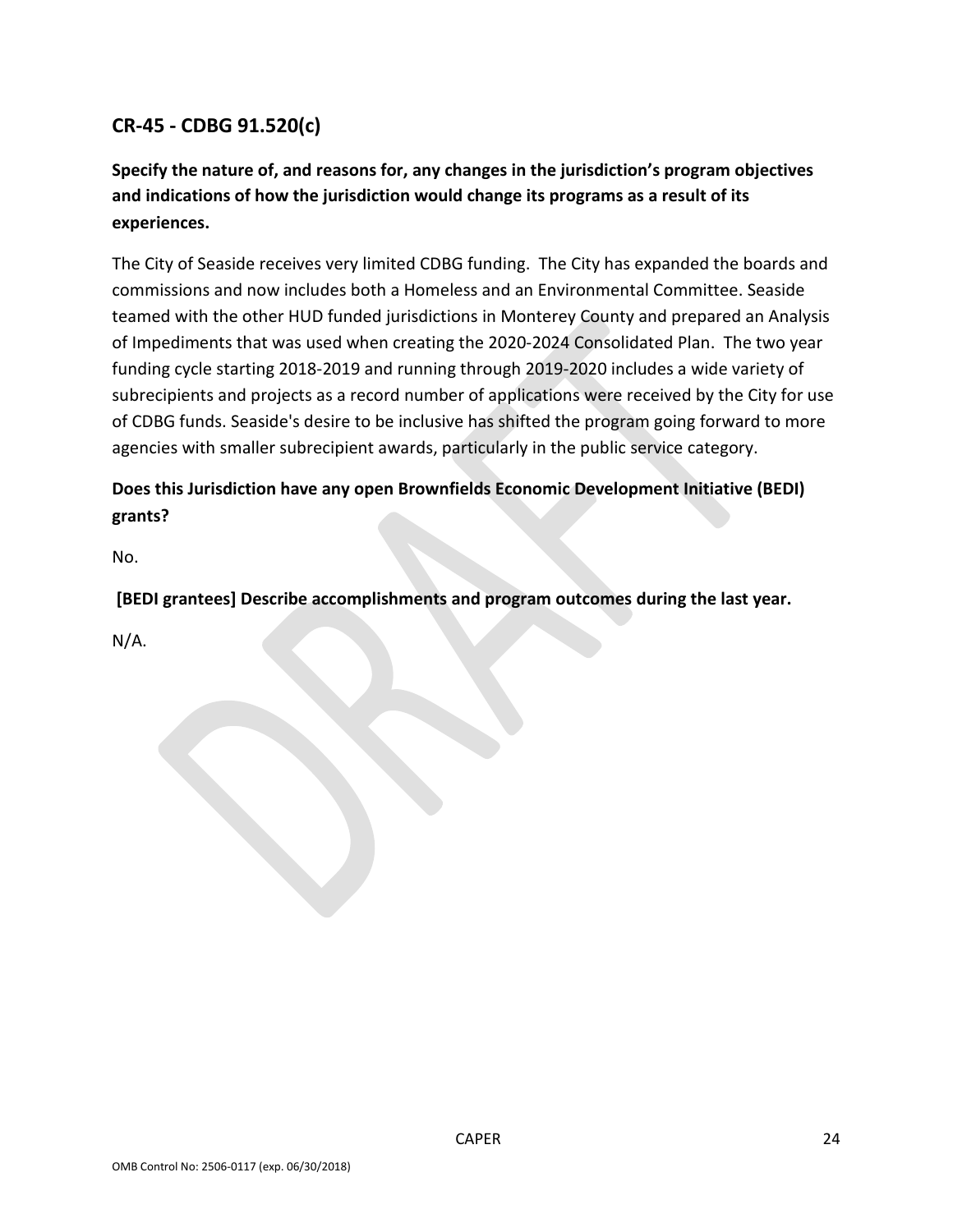## CR-45 - CDBG 91.520(c)

**Specify the nature of, and reasons for, any changes in the jurisdiction's program objectives and indications of how the jurisdiction would change its programs as a result of its experiences.**

The City of Seaside receives very limited CDBG funding. The City has expanded the boards and commissions and now includes both a Homeless and an Environmental Committee. Seaside teamed with the other HUD funded jurisdictions in Monterey County and prepared an Analysis of Impediments that was used when creating the 2020-2024 Consolidated Plan. The two year funding cycle starting 2018-2019 and running through 2019-2020 includes a wide variety of subrecipients and projects as a record number of applications were received by the City for use of CDBG funds. Seaside's desire to be inclusive has shifted the program going forward to more agencies with smaller subrecipient awards, particularly in the public service category.

**Does this Jurisdiction have any open Brownfields Economic Development Initiative (BEDI) grants?**

No.

**[BEDI grantees] Describe accomplishments and program outcomes during the last year.**

N/A.